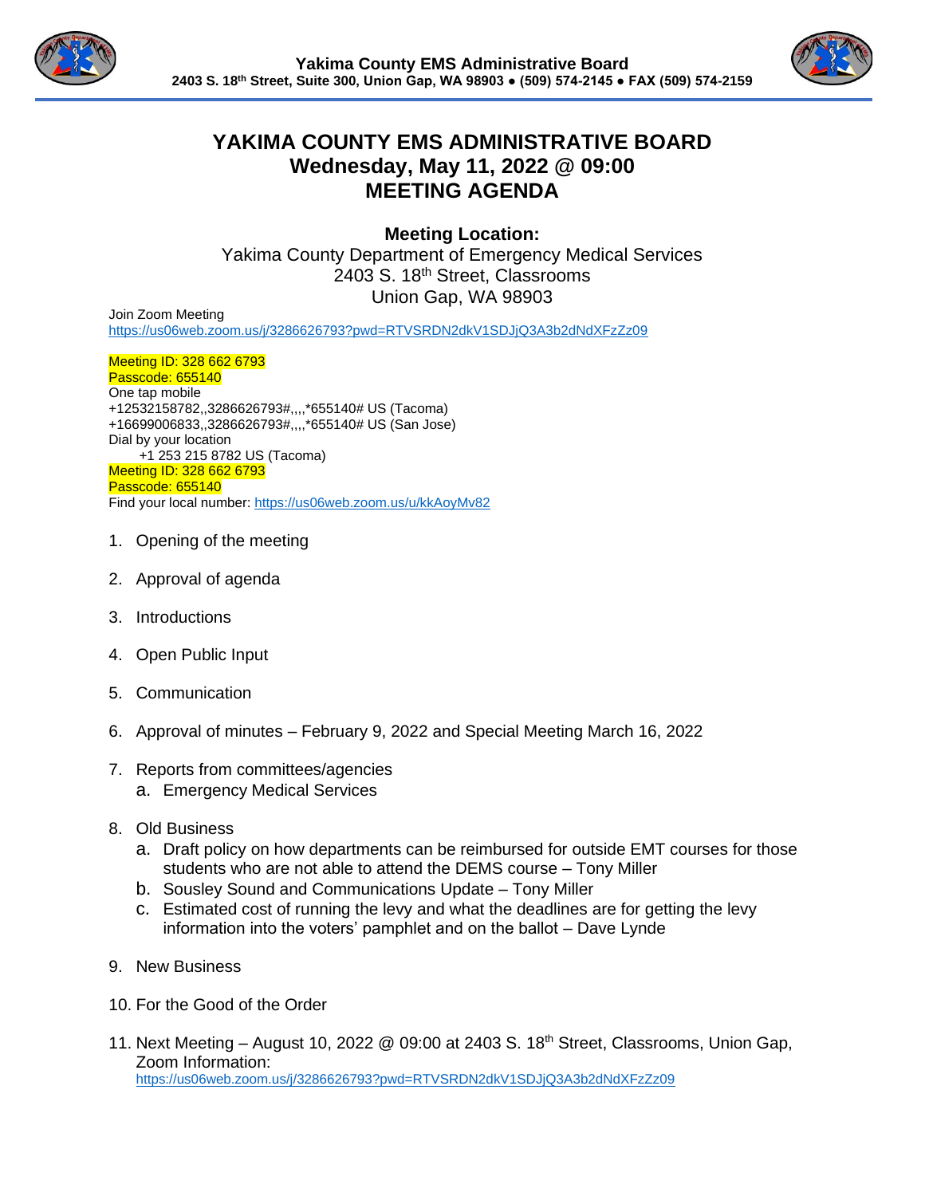Yakima County EMS Administrative Board
2403 S. 18th Street, Suite 300, Union Gap, WA 98903 ● (509) 574-2145 ● FAX (509) 574-2159

# YAKIMA COUNTY EMS ADMINISTRATIVE BOARD
## Wednesday, May 11, 2022 @ 09:00
## MEETING AGENDA

**Meeting Location:**
Yakima County Department of Emergency Medical Services
2403 S. 18th Street, Classrooms
Union Gap, WA 98903

Join Zoom Meeting
https://us06web.zoom.us/j/3286626793?pwd=RTVSRDN2dkV1SDJjQ3A3b2dNdXFzZz09

Meeting ID: 328 662 6793
Passcode: 655140
One tap mobile
+12532158782,,3286626793#,,,,*655140# US (Tacoma)
+16699006833,,3286626793#,,,,*655140# US (San Jose)
Dial by your location
+1 253 215 8782 US (Tacoma)
Meeting ID: 328 662 6793
Passcode: 655140
Find your local number: https://us06web.zoom.us/u/kkAoyMv82

1. Opening of the meeting
2. Approval of agenda
3. Introductions
4. Open Public Input
5. Communication
6. Approval of minutes – February 9, 2022 and Special Meeting March 16, 2022
7. Reports from committees/agencies
   a. Emergency Medical Services
8. Old Business
   a. Draft policy on how departments can be reimbursed for outside EMT courses for those students who are not able to attend the DEMS course – Tony Miller
   b. Sousley Sound and Communications Update – Tony Miller
   c. Estimated cost of running the levy and what the deadlines are for getting the levy information into the voters' pamphlet and on the ballot – Dave Lynde
9. New Business
10. For the Good of the Order
11. Next Meeting – August 10, 2022 @ 09:00 at 2403 S. 18th Street, Classrooms, Union Gap, Zoom Information:
    https://us06web.zoom.us/j/3286626793?pwd=RTVSRDN2dkV1SDJjQ3A3b2dNdXFzZz09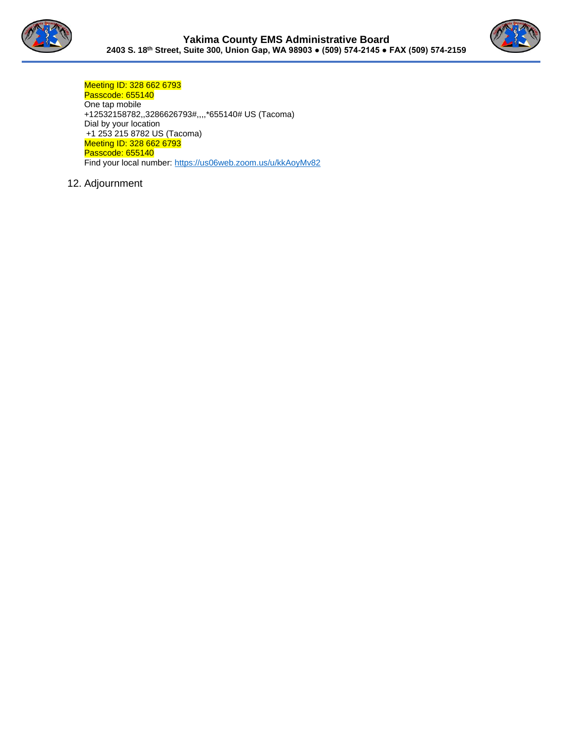Meeting ID: 328 662 6793
Passcode: 655140
One tap mobile
+12532158782,,3286626793#,,,,*655140# US (Tacoma)
Dial by your location
+1 253 215 8782 US (Tacoma)
Meeting ID: 328 662 6793
Passcode: 655140
Find your local number: https://us06web.zoom.us/u/kkAoyMv82

12. Adjournment